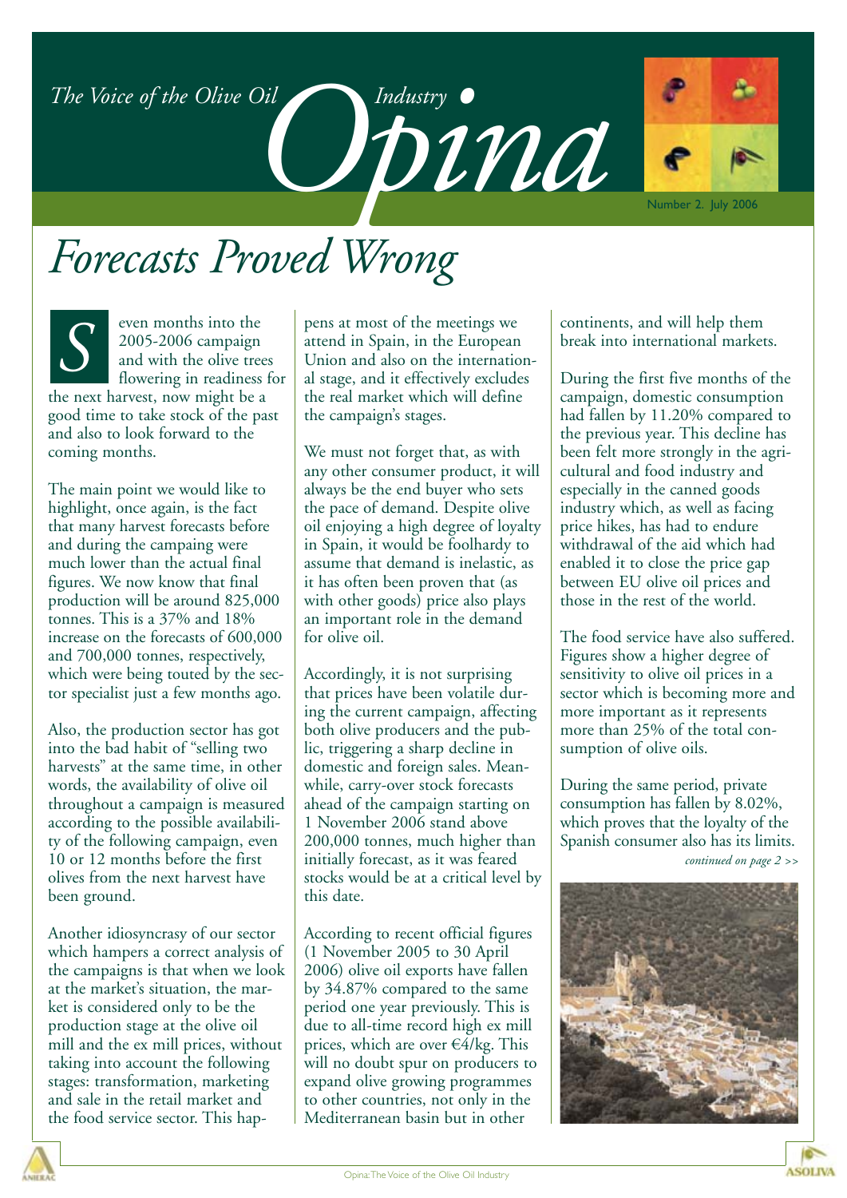# Forecasts Proved Wrong

Seven months into the 2005-2006 campaign and with the olive trees flowering in readiness for the next harvest, now might be a good time to take stock of the past and also to look forward to the coming months.

The main point we would like to highlight, once again, is the fact that many harvest forecasts before and during the campaing were much lower than the actual final figures. We now know that final production will be around 825,000 tonnes. This is a 37% and 18% increase on the forecasts of 600,000 and 700,000 tonnes, respectively, which were being touted by the sector specialist just a few months ago.

Also, the production sector has got into the bad habit of "selling two harvests" at the same time, in other words, the availability of olive oil throughout a campaign is measured according to the possible availability of the following campaign, even 10 or 12 months before the first olives from the next harvest have been ground.

Another idiosyncrasy of our sector which hampers a correct analysis of the campaigns is that when we look at the market's situation, the market is considered only to be the production stage at the olive oil mill and the ex mill prices, without taking into account the following stages: transformation, marketing and sale in the retail market and the food service sector. This happens at most of the meetings we attend in Spain, in the European Union and also on the international stage, and it effectively excludes the real market which will define the campaign's stages.

We must not forget that, as with any other consumer product, it will always be the end buyer who sets the pace of demand. Despite olive oil enjoying a high degree of loyalty in Spain, it would be foolhardy to assume that demand is inelastic, as it has often been proven that (as with other goods) price also plays an important role in the demand for olive oil.

Accordingly, it is not surprising that prices have been volatile during the current campaign, affecting both olive producers and the public, triggering a sharp decline in domestic and foreign sales. Meanwhile, carry-over stock forecasts ahead of the campaign starting on 1 November 2006 stand above 200,000 tonnes, much higher than initially forecast, as it was feared stocks would be at a critical level by this date.

According to recent official figures (1 November 2005 to 30 April 2006) olive oil exports have fallen by 34.87% compared to the same period one year previously. This is due to all-time record high ex mill prices, which are over €4/kg. This will no doubt spur on producers to expand olive growing programmes to other countries, not only in the Mediterranean basin but in other continents, and will help them break into international markets.

During the first five months of the campaign, domestic consumption had fallen by 11.20% compared to the previous year. This decline has been felt more strongly in the agricultural and food industry and especially in the canned goods industry which, as well as facing price hikes, has had to endure withdrawal of the aid which had enabled it to close the price gap between EU olive oil prices and those in the rest of the world.

The food service have also suffered. Figures show a higher degree of sensitivity to olive oil prices in a sector which is becoming more and more important as it represents more than 25% of the total consumption of olive oils.

During the same period, private consumption has fallen by 8.02%, which proves that the loyalty of the Spanish consumer also has its limits.

*continued on page 2 >>*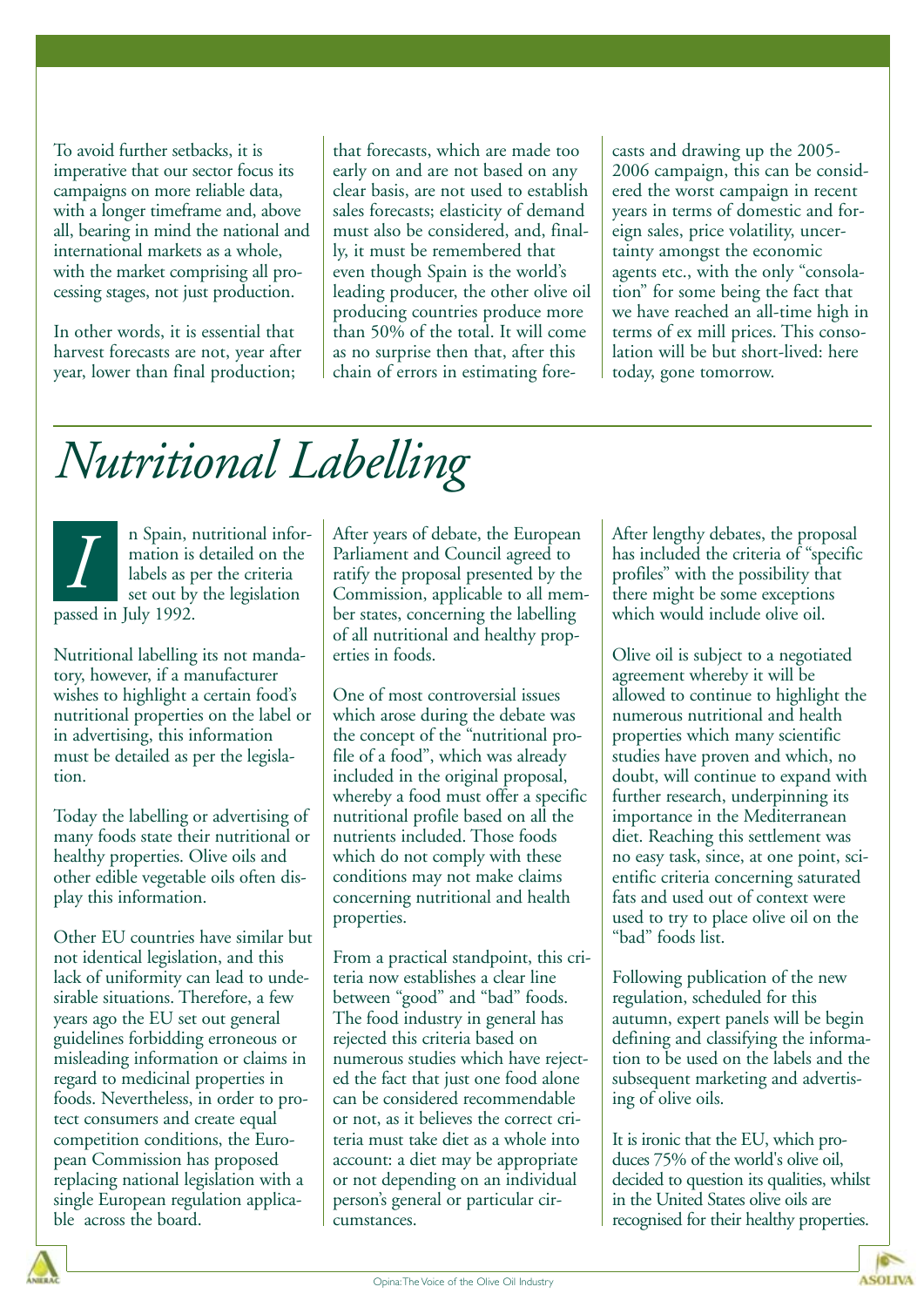To avoid further setbacks, it is imperative that our sector focus its campaigns on more reliable data, with a longer timeframe and, above all, bearing in mind the national and international markets as a whole, with the market comprising all processing stages, not just production.

In other words, it is essential that harvest forecasts are not, year after year, lower than final production; that forecasts, which are made too early on and are not based on any clear basis, are not used to establish sales forecasts; elasticity of demand must also be considered, and, finally, it must be remembered that even though Spain is the world's leading producer, the other olive oil producing countries produce more than 50% of the total. It will come as no surprise then that, after this chain of errors in estimating forecasts and drawing up the 2005-2006 campaign, this can be considered the worst campaign in recent years in terms of domestic and foreign sales, price volatility, uncertainty amongst the economic agents etc., with the only "consolation" for some being the fact that we have reached an all-time high in terms of ex mill prices. This consolation will be but short-lived: here today, gone tomorrow.

# *Nutritional Labelling*

In Spain, nutritional information is detailed on the labels as per the criteria set out by the legislation passed in July 1992.

Nutritional labelling its not mandatory, however, if a manufacturer wishes to highlight a certain food's nutritional properties on the label or in advertising, this information must be detailed as per the legislation.

Today the labelling or advertising of many foods state their nutritional or healthy properties. Olive oils and other edible vegetable oils often display this information.

Other EU countries have similar but not identical legislation, and this lack of uniformity can lead to undesirable situations. Therefore, a few years ago the EU set out general guidelines forbidding erroneous or misleading information or claims in regard to medicinal properties in foods. Nevertheless, in order to protect consumers and create equal competition conditions, the European Commission has proposed replacing national legislation with a single European regulation applicable across the board.

After years of debate, the European Parliament and Council agreed to ratify the proposal presented by the Commission, applicable to all member states, concerning the labelling of all nutritional and healthy properties in foods.

One of most controversial issues which arose during the debate was the concept of the "nutritional profile of a food", which was already included in the original proposal, whereby a food must offer a specific nutritional profile based on all the nutrients included. Those foods which do not comply with these conditions may not make claims concerning nutritional and health properties.

From a practical standpoint, this criteria now establishes a clear line between "good" and "bad" foods. The food industry in general has rejected this criteria based on numerous studies which have rejected the fact that just one food alone can be considered recommendable or not, as it believes the correct criteria must take diet as a whole into account: a diet may be appropriate or not depending on an individual person's general or particular circumstances.

After lengthy debates, the proposal has included the criteria of "specific profiles" with the possibility that there might be some exceptions which would include olive oil.

Olive oil is subject to a negotiated agreement whereby it will be allowed to continue to highlight the numerous nutritional and health properties which many scientific studies have proven and which, no doubt, will continue to expand with further research, underpinning its importance in the Mediterranean diet. Reaching this settlement was no easy task, since, at one point, scientific criteria concerning saturated fats and used out of context were used to try to place olive oil on the "bad" foods list.

Following publication of the new regulation, scheduled for this autumn, expert panels will be begin defining and classifying the information to be used on the labels and the subsequent marketing and advertising of olive oils.

It is ironic that the EU, which produces 75% of the world's olive oil, decided to question its qualities, whilst in the United States olive oils are recognised for their healthy properties.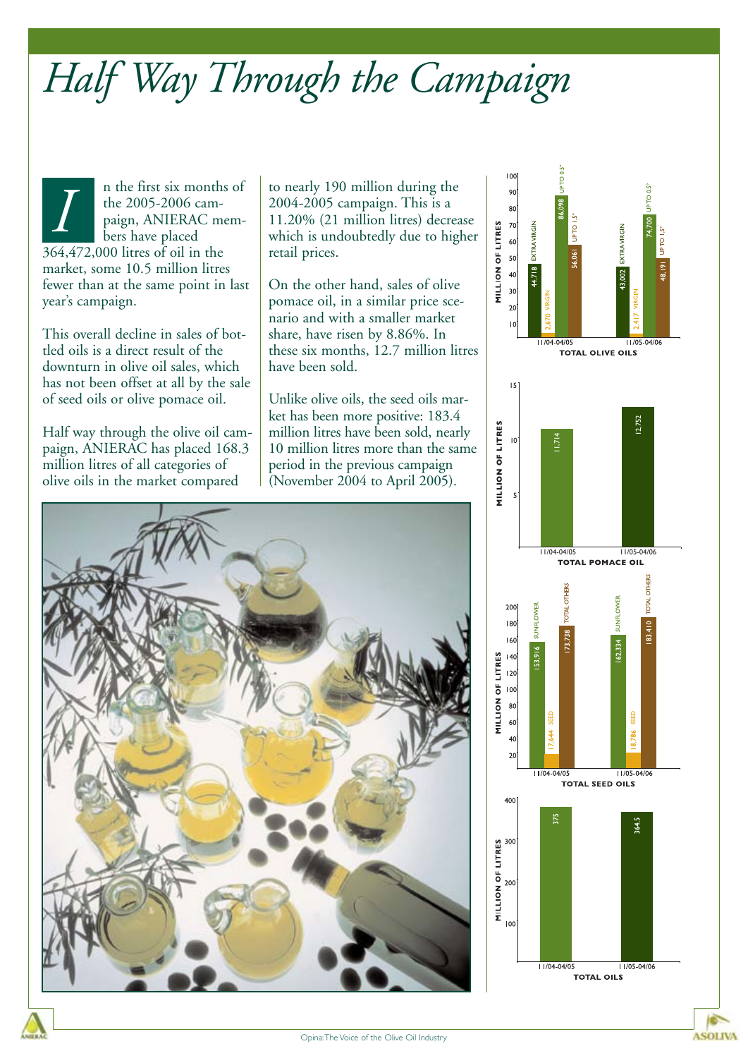# Half Way Through the Campaign

In the first six months of the 2005-2006 campaign, ANIERAC members have placed 364,472,000 litres of oil in the market, some 10.5 million litres fewer than at the same point in last year's campaign.

This overall decline in sales of bottled oils is a direct result of the downturn in olive oil sales, which has not been offset at all by the sale of seed oils or olive pomace oil.

Half way through the olive oil campaign, ANIERAC has placed 168.3 million litres of all categories of olive oils in the market compared to nearly 190 million during the 2004-2005 campaign. This is a 11.20% (21 million litres) decrease which is undoubtedly due to higher retail prices.

On the other hand, sales of olive pomace oil, in a similar price scenario and with a smaller market share, have risen by 8.86%. In these six months, 12.7 million litres have been sold.

Unlike olive oils, the seed oils market has been more positive: 183.4 million litres have been sold, nearly 10 million litres more than the same period in the previous campaign (November 2004 to April 2005).

**TOTAL OLIVE OILS** (million of litres)

| | Extra virgin | Virgin | Up to 0.5° | Up to 1.5° |
|---|---|---|---|---|
| 11/04-04/05 | 44,718 | 2,670 | 86,098 | 56,061 |
| 11/05-04/06 | 43,002 | 2,417 | 74,700 | 48,191 |

**TOTAL POMACE OIL** (million of litres)

| | Total |
|---|---|
| 11/04-04/05 | 11,714 |
| 11/05-04/06 | 12,752 |

**TOTAL SEED OILS** (million of litres)

| | Seed | Sunflower | Total others |
|---|---|---|---|
| 11/04-04/05 | 17,644 | 153,916 | 173,738 |
| 11/05-04/06 | 18,786 | 162,334 | 183,410 |

**TOTAL OILS** (million of litres)

| | Total |
|---|---|
| 11/04-04/05 | 375 |
| 11/05-04/06 | 364,5 |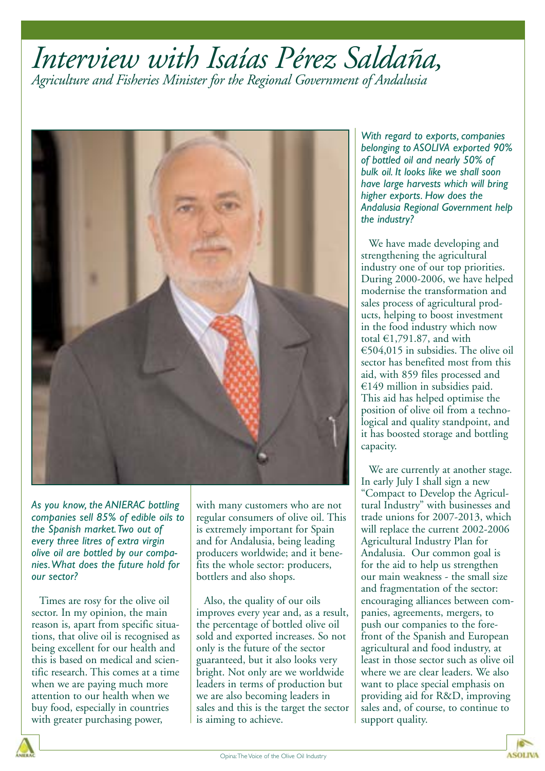# *Interview with Isaías Pérez Saldaña,*

*Agriculture and Fisheries Minister for the Regional Government of Andalusia*

***As you know, the ANIERAC bottling companies sell 85% of edible oils to the Spanish market. Two out of every three litres of extra virgin olive oil are bottled by our companies. What does the future hold for our sector?***

Times are rosy for the olive oil sector. In my opinion, the main reason is, apart from specific situations, that olive oil is recognised as being excellent for our health and this is based on medical and scientific research. This comes at a time when we are paying much more attention to our health when we buy food, especially in countries with greater purchasing power, with many customers who are not regular consumers of olive oil. This is extremely important for Spain and for Andalusia, being leading producers worldwide; and it benefits the whole sector: producers, bottlers and also shops.

Also, the quality of our oils improves every year and, as a result, the percentage of bottled olive oil sold and exported increases. So not only is the future of the sector guaranteed, but it also looks very bright. Not only are we worldwide leaders in terms of production but we are also becoming leaders in sales and this is the target the sector is aiming to achieve.

***With regard to exports, companies belonging to ASOLIVA exported 90% of bottled oil and nearly 50% of bulk oil. It looks like we shall soon have large harvests which will bring higher exports. How does the Andalusia Regional Government help the industry?***

We have made developing and strengthening the agricultural industry one of our top priorities. During 2000-2006, we have helped modernise the transformation and sales process of agricultural products, helping to boost investment in the food industry which now total €1,791.87, and with €504,015 in subsidies. The olive oil sector has benefited most from this aid, with 859 files processed and €149 million in subsidies paid. This aid has helped optimise the position of olive oil from a technological and quality standpoint, and it has boosted storage and bottling capacity.

We are currently at another stage. In early July I shall sign a new "Compact to Develop the Agricultural Industry" with businesses and trade unions for 2007-2013, which will replace the current 2002-2006 Agricultural Industry Plan for Andalusia. Our common goal is for the aid to help us strengthen our main weakness - the small size and fragmentation of the sector: encouraging alliances between companies, agreements, mergers, to push our companies to the forefront of the Spanish and European agricultural and food industry, at least in those sector such as olive oil where we are clear leaders. We also want to place special emphasis on providing aid for R&D, improving sales and, of course, to continue to support quality.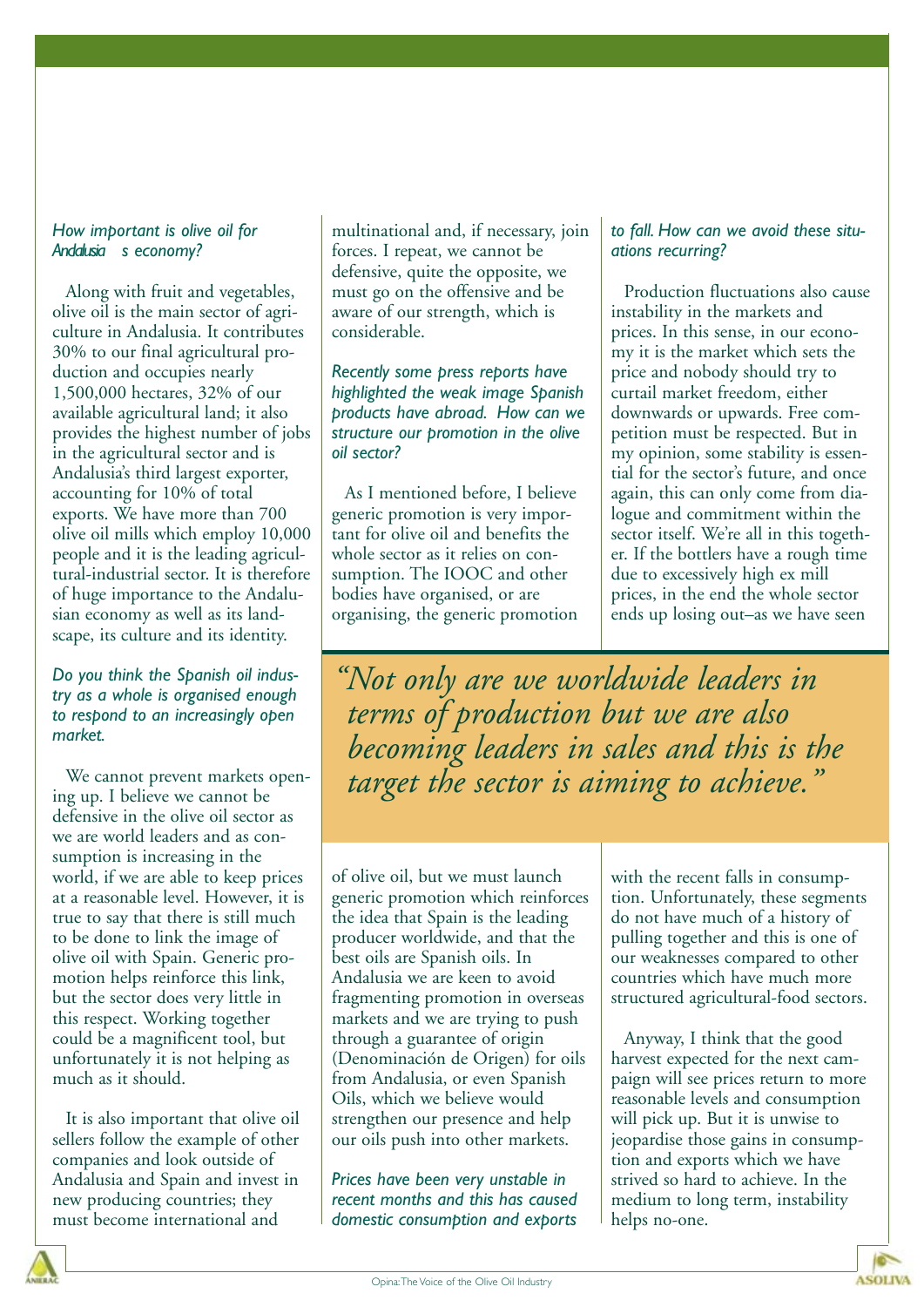*How important is olive oil for Andalusia's economy?*

Along with fruit and vegetables, olive oil is the main sector of agriculture in Andalusia. It contributes 30% to our final agricultural production and occupies nearly 1,500,000 hectares, 32% of our available agricultural land; it also provides the highest number of jobs in the agricultural sector and is Andalusia's third largest exporter, accounting for 10% of total exports. We have more than 700 olive oil mills which employ 10,000 people and it is the leading agricultural-industrial sector. It is therefore of huge importance to the Andalusian economy as well as its landscape, its culture and its identity.

*Do you think the Spanish oil industry as a whole is organised enough to respond to an increasingly open market.*

We cannot prevent markets opening up. I believe we cannot be defensive in the olive oil sector as we are world leaders and as consumption is increasing in the world, if we are able to keep prices at a reasonable level. However, it is true to say that there is still much to be done to link the image of olive oil with Spain. Generic promotion helps reinforce this link, but the sector does very little in this respect. Working together could be a magnificent tool, but unfortunately it is not helping as much as it should.

It is also important that olive oil sellers follow the example of other companies and look outside of Andalusia and Spain and invest in new producing countries; they must become international and multinational and, if necessary, join forces. I repeat, we cannot be defensive, quite the opposite, we must go on the offensive and be aware of our strength, which is considerable.

*Recently some press reports have highlighted the weak image Spanish products have abroad. How can we structure our promotion in the olive oil sector?*

As I mentioned before, I believe generic promotion is very important for olive oil and benefits the whole sector as it relies on consumption. The IOOC and other bodies have organised, or are organising, the generic promotion of olive oil, but we must launch generic promotion which reinforces the idea that Spain is the leading producer worldwide, and that the best oils are Spanish oils. In Andalusia we are keen to avoid fragmenting promotion in overseas markets and we are trying to push through a guarantee of origin (Denominación de Origen) for oils from Andalusia, or even Spanish Oils, which we believe would strengthen our presence and help our oils push into other markets.

*Prices have been very unstable in recent months and this has caused domestic consumption and exports to fall. How can we avoid these situations recurring?*

Production fluctuations also cause instability in the markets and prices. In this sense, in our economy it is the market which sets the price and nobody should try to curtail market freedom, either downwards or upwards. Free competition must be respected. But in my opinion, some stability is essential for the sector's future, and once again, this can only come from dialogue and commitment within the sector itself. We're all in this together. If the bottlers have a rough time due to excessively high ex mill prices, in the end the whole sector ends up losing out–as we have seen with the recent falls in consumption. Unfortunately, these segments do not have much of a history of pulling together and this is one of our weaknesses compared to other countries which have much more structured agricultural-food sectors.

Anyway, I think that the good harvest expected for the next campaign will see prices return to more reasonable levels and consumption will pick up. But it is unwise to jeopardise those gains in consumption and exports which we have strived so hard to achieve. In the medium to long term, instability helps no-one.

> *"Not only are we worldwide leaders in terms of production but we are also becoming leaders in sales and this is the target the sector is aiming to achieve."*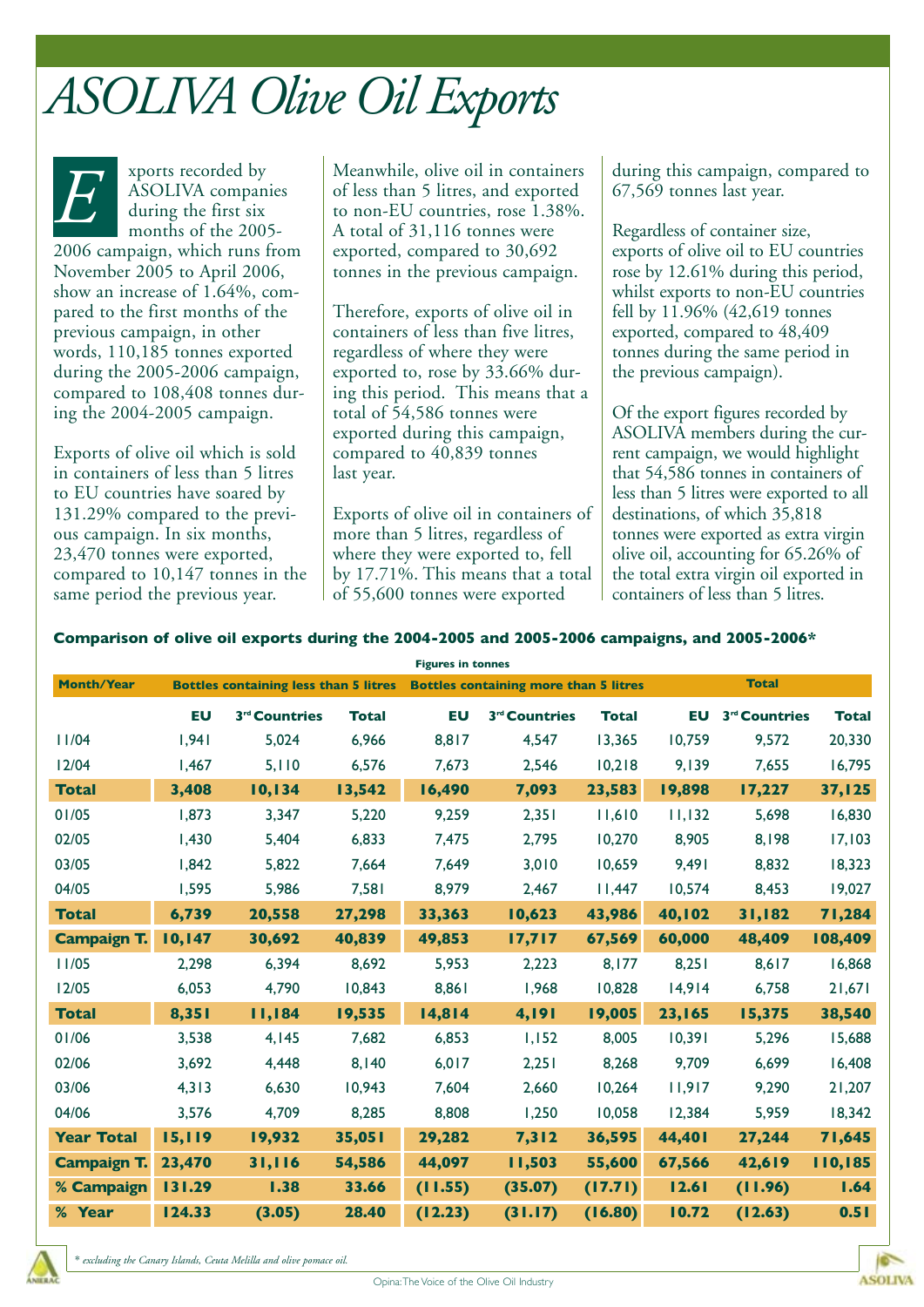# ASOLIVA Olive Oil Exports

Exports recorded by ASOLIVA companies during the first six months of the 2005-2006 campaign, which runs from November 2005 to April 2006, show an increase of 1.64%, compared to the first months of the previous campaign, in other words, 110,185 tonnes exported during the 2005-2006 campaign, compared to 108,408 tonnes during the 2004-2005 campaign.

Exports of olive oil which is sold in containers of less than 5 litres to EU countries have soared by 131.29% compared to the previous campaign. In six months, 23,470 tonnes were exported, compared to 10,147 tonnes in the same period the previous year.

Meanwhile, olive oil in containers of less than 5 litres, and exported to non-EU countries, rose 1.38%. A total of 31,116 tonnes were exported, compared to 30,692 tonnes in the previous campaign.

Therefore, exports of olive oil in containers of less than five litres, regardless of where they were exported to, rose by 33.66% during this period. This means that a total of 54,586 tonnes were exported during this campaign, compared to 40,839 tonnes last year.

Exports of olive oil in containers of more than 5 litres, regardless of where they were exported to, fell by 17.71%. This means that a total of 55,600 tonnes were exported during this campaign, compared to 67,569 tonnes last year.

Regardless of container size, exports of olive oil to EU countries rose by 12.61% during this period, whilst exports to non-EU countries fell by 11.96% (42,619 tonnes exported, compared to 48,409 tonnes during the same period in the previous campaign).

Of the export figures recorded by ASOLIVA members during the current campaign, we would highlight that 54,586 tonnes in containers of less than 5 litres were exported to all destinations, of which 35,818 tonnes were exported as extra virgin olive oil, accounting for 65.26% of the total extra virgin oil exported in containers of less than 5 litres.

**Comparison of olive oil exports during the 2004-2005 and 2005-2006 campaigns, and 2005-2006***

Figures in tonnes

| Month/Year | Bottles containing less than 5 litres | | | Bottles containing more than 5 litres | | | Total | | |
|---|---|---|---|---|---|---|---|---|---|
| | EU | 3rd Countries | Total | EU | 3rd Countries | Total | EU | 3rd Countries | Total |
| 11/04 | 1,941 | 5,024 | 6,966 | 8,817 | 4,547 | 13,365 | 10,759 | 9,572 | 20,330 |
| 12/04 | 1,467 | 5,110 | 6,576 | 7,673 | 2,546 | 10,218 | 9,139 | 7,655 | 16,795 |
| **Total** | **3,408** | **10,134** | **13,542** | **16,490** | **7,093** | **23,583** | **19,898** | **17,227** | **37,125** |
| 01/05 | 1,873 | 3,347 | 5,220 | 9,259 | 2,351 | 11,610 | 11,132 | 5,698 | 16,830 |
| 02/05 | 1,430 | 5,404 | 6,833 | 7,475 | 2,795 | 10,270 | 8,905 | 8,198 | 17,103 |
| 03/05 | 1,842 | 5,822 | 7,664 | 7,649 | 3,010 | 10,659 | 9,491 | 8,832 | 18,323 |
| 04/05 | 1,595 | 5,986 | 7,581 | 8,979 | 2,467 | 11,447 | 10,574 | 8,453 | 19,027 |
| **Total** | **6,739** | **20,558** | **27,298** | **33,363** | **10,623** | **43,986** | **40,102** | **31,182** | **71,284** |
| **Campaign T.** | **10,147** | **30,692** | **40,839** | **49,853** | **17,717** | **67,569** | **60,000** | **48,409** | **108,409** |
| 11/05 | 2,298 | 6,394 | 8,692 | 5,953 | 2,223 | 8,177 | 8,251 | 8,617 | 16,868 |
| 12/05 | 6,053 | 4,790 | 10,843 | 8,861 | 1,968 | 10,828 | 14,914 | 6,758 | 21,671 |
| **Total** | **8,351** | **11,184** | **19,535** | **14,814** | **4,191** | **19,005** | **23,165** | **15,375** | **38,540** |
| 01/06 | 3,538 | 4,145 | 7,682 | 6,853 | 1,152 | 8,005 | 10,391 | 5,296 | 15,688 |
| 02/06 | 3,692 | 4,448 | 8,140 | 6,017 | 2,251 | 8,268 | 9,709 | 6,699 | 16,408 |
| 03/06 | 4,313 | 6,630 | 10,943 | 7,604 | 2,660 | 10,264 | 11,917 | 9,290 | 21,207 |
| 04/06 | 3,576 | 4,709 | 8,285 | 8,808 | 1,250 | 10,058 | 12,384 | 5,959 | 18,342 |
| **Year Total** | **15,119** | **19,932** | **35,051** | **29,282** | **7,312** | **36,595** | **44,401** | **27,244** | **71,645** |
| **Campaign T.** | **23,470** | **31,116** | **54,586** | **44,097** | **11,503** | **55,600** | **67,566** | **42,619** | **110,185** |
| **% Campaign** | **131.29** | **1.38** | **33.66** | **(11.55)** | **(35.07)** | **(17.71)** | **12.61** | **(11.96)** | **1.64** |
| **% Year** | **124.33** | **(3.05)** | **28.40** | **(12.23)** | **(31.17)** | **(16.80)** | **10.72** | **(12.63)** | **0.51** |

*\* excluding the Canary Islands, Ceuta Melilla and olive pomace oil.*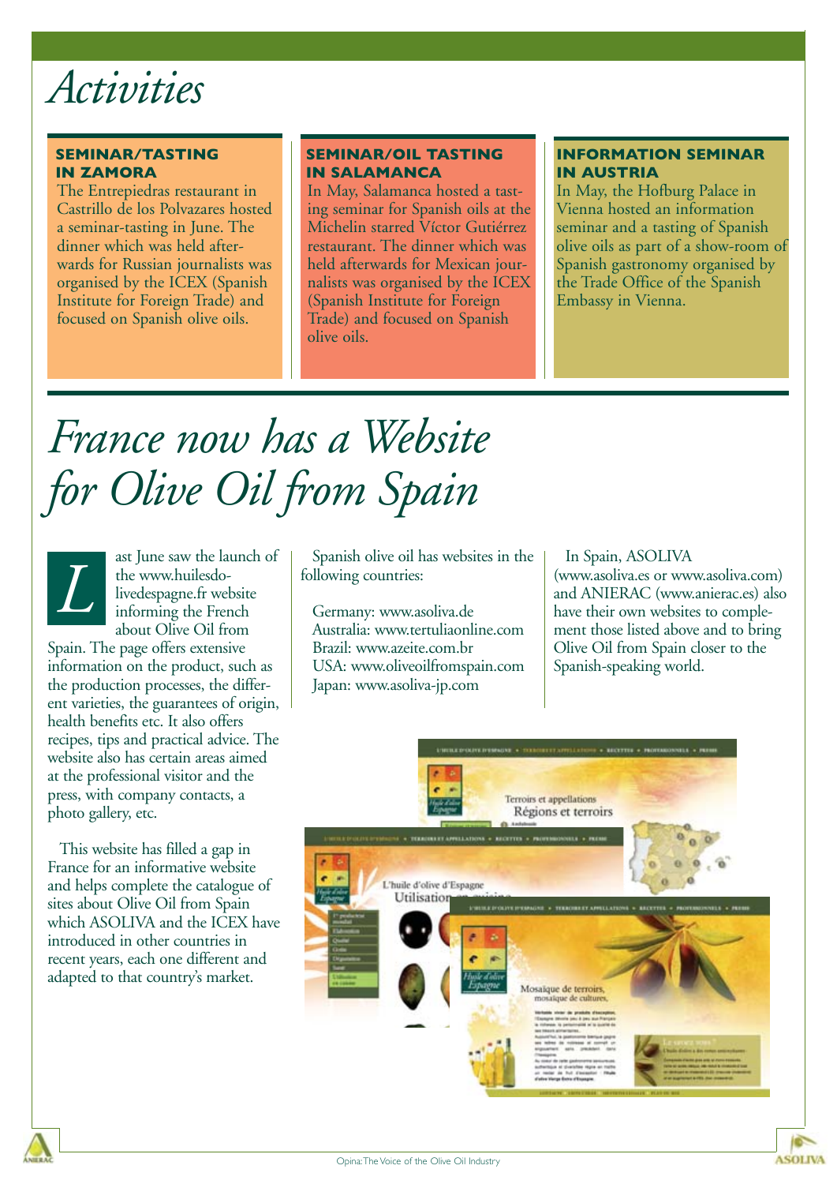# Activities

### SEMINAR/TASTING IN ZAMORA

The Entrepiedras restaurant in Castrillo de los Polvazares hosted a seminar-tasting in June. The dinner which was held afterwards for Russian journalists was organised by the ICEX (Spanish Institute for Foreign Trade) and focused on Spanish olive oils.

### SEMINAR/OIL TASTING IN SALAMANCA

In May, Salamanca hosted a tasting seminar for Spanish oils at the Michelin starred Víctor Gutiérrez restaurant. The dinner which was held afterwards for Mexican journalists was organised by the ICEX (Spanish Institute for Foreign Trade) and focused on Spanish olive oils.

### INFORMATION SEMINAR IN AUSTRIA

In May, the Hofburg Palace in Vienna hosted an information seminar and a tasting of Spanish olive oils as part of a show-room of Spanish gastronomy organised by the Trade Office of the Spanish Embassy in Vienna.

# France now has a Website for Olive Oil from Spain

Last June saw the launch of the www.huilesdolivedespagne.fr website informing the French about Olive Oil from Spain. The page offers extensive information on the product, such as the production processes, the different varieties, the guarantees of origin, health benefits etc. It also offers recipes, tips and practical advice. The website also has certain areas aimed at the professional visitor and the press, with company contacts, a photo gallery, etc.

This website has filled a gap in France for an informative website and helps complete the catalogue of sites about Olive Oil from Spain which ASOLIVA and the ICEX have introduced in other countries in recent years, each one different and adapted to that country's market.

Spanish olive oil has websites in the following countries:

Germany: www.asoliva.de
Australia: www.tertuliaonline.com
Brazil: www.azeite.com.br
USA: www.oliveoilfromspain.com
Japan: www.asoliva-jp.com

In Spain, ASOLIVA (www.asoliva.es or www.asoliva.com) and ANIERAC (www.anierac.es) also have their own websites to complement those listed above and to bring Olive Oil from Spain closer to the Spanish-speaking world.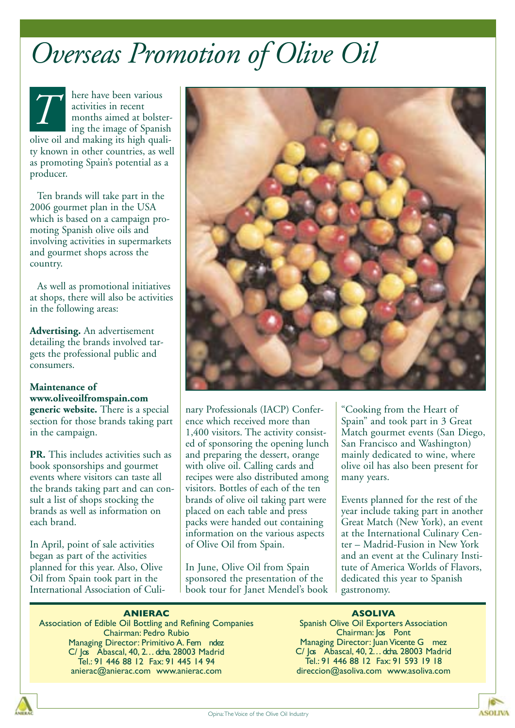# Overseas Promotion of Olive Oil

There have been various activities in recent months aimed at bolstering the image of Spanish olive oil and making its high quality known in other countries, as well as promoting Spain's potential as a producer.

Ten brands will take part in the 2006 gourmet plan in the USA which is based on a campaign promoting Spanish olive oils and involving activities in supermarkets and gourmet shops across the country.

As well as promotional initiatives at shops, there will also be activities in the following areas:

**Advertising.** An advertisement detailing the brands involved targets the professional public and consumers.

**Maintenance of www.oliveoilfromspain.com generic website.** There is a special section for those brands taking part in the campaign.

**PR.** This includes activities such as book sponsorships and gourmet events where visitors can taste all the brands taking part and can consult a list of shops stocking the brands as well as information on each brand.

In April, point of sale activities began as part of the activities planned for this year. Also, Olive Oil from Spain took part in the International Association of Culinary Professionals (IACP) Conference which received more than 1,400 visitors. The activity consisted of sponsoring the opening lunch and preparing the dessert, orange with olive oil. Calling cards and recipes were also distributed among visitors. Bottles of each of the ten brands of olive oil taking part were placed on each table and press packs were handed out containing information on the various aspects of Olive Oil from Spain.

In June, Olive Oil from Spain sponsored the presentation of the book tour for Janet Mendel's book "Cooking from the Heart of Spain" and took part in 3 Great Match gourmet events (San Diego, San Francisco and Washington) mainly dedicated to wine, where olive oil has also been present for many years.

Events planned for the rest of the year include taking part in another Great Match (New York), an event at the International Culinary Center – Madrid-Fusion in New York and an event at the Culinary Institute of America Worlds of Flavors, dedicated this year to Spanish gastronomy.

**ANIERAC**
Association of Edible Oil Bottling and Refining Companies
Chairman: Pedro Rubio
Managing Director: Primitivo A. Fern ndez
C/ Jos Abascal, 40, 2… dcha. 28003 Madrid
Tel.: 91 446 88 12 Fax: 91 445 14 94
anierac@anierac.com www.anierac.com

**ASOLIVA**
Spanish Olive Oil Exporters Association
Chairman: Jos Pont
Managing Director: Juan Vicente G mez
C/ Jos Abascal, 40, 2… dcha. 28003 Madrid
Tel.: 91 446 88 12 Fax: 91 593 19 18
direccion@asoliva.com www.asoliva.com